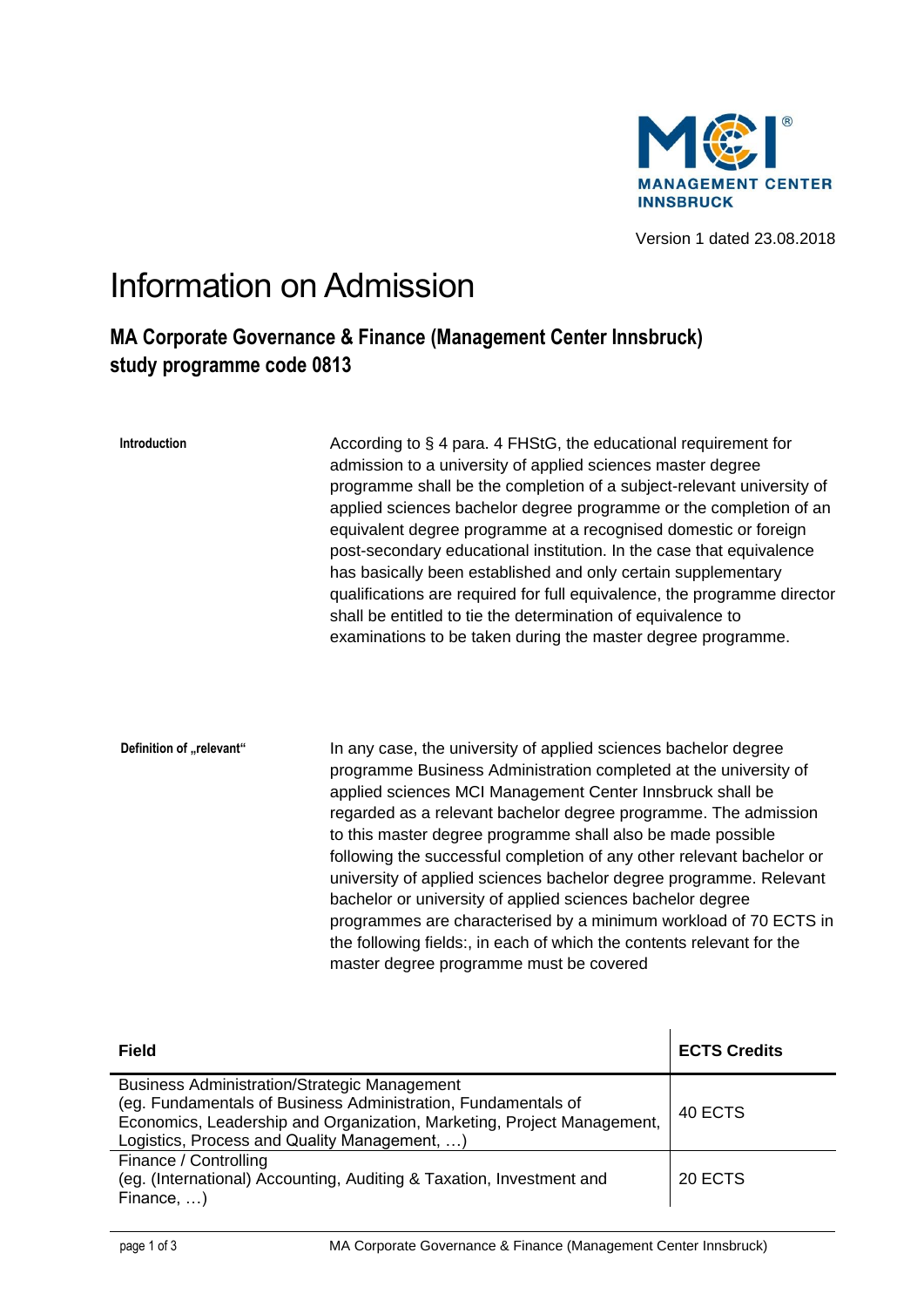MCI MANAGEMENT CENTER INNSBRUCK

Version 1 dated 23.08.2018

# Information on Admission

## MA Corporate Governance & Finance (Management Center Innsbruck) study programme code 0813

**Introduction**

According to § 4 para. 4 FHStG, the educational requirement for admission to a university of applied sciences master degree programme shall be the completion of a subject-relevant university of applied sciences bachelor degree programme or the completion of an equivalent degree programme at a recognised domestic or foreign post-secondary educational institution. In the case that equivalence has basically been established and only certain supplementary qualifications are required for full equivalence, the programme director shall be entitled to tie the determination of equivalence to examinations to be taken during the master degree programme.

**Definition of „relevant“**

In any case, the university of applied sciences bachelor degree programme Business Administration completed at the university of applied sciences MCI Management Center Innsbruck shall be regarded as a relevant bachelor degree programme. The admission to this master degree programme shall also be made possible following the successful completion of any other relevant bachelor or university of applied sciences bachelor degree programme. Relevant bachelor or university of applied sciences bachelor degree programmes are characterised by a minimum workload of 70 ECTS in the following fields:, in each of which the contents relevant for the master degree programme must be covered

| Field | ECTS Credits |
|---|---|
| Business Administration/Strategic Management (eg. Fundamentals of Business Administration, Fundamentals of Economics, Leadership and Organization, Marketing, Project Management, Logistics, Process and Quality Management, …) | 40 ECTS |
| Finance / Controlling (eg. (International) Accounting, Auditing & Taxation, Investment and Finance, …) | 20 ECTS |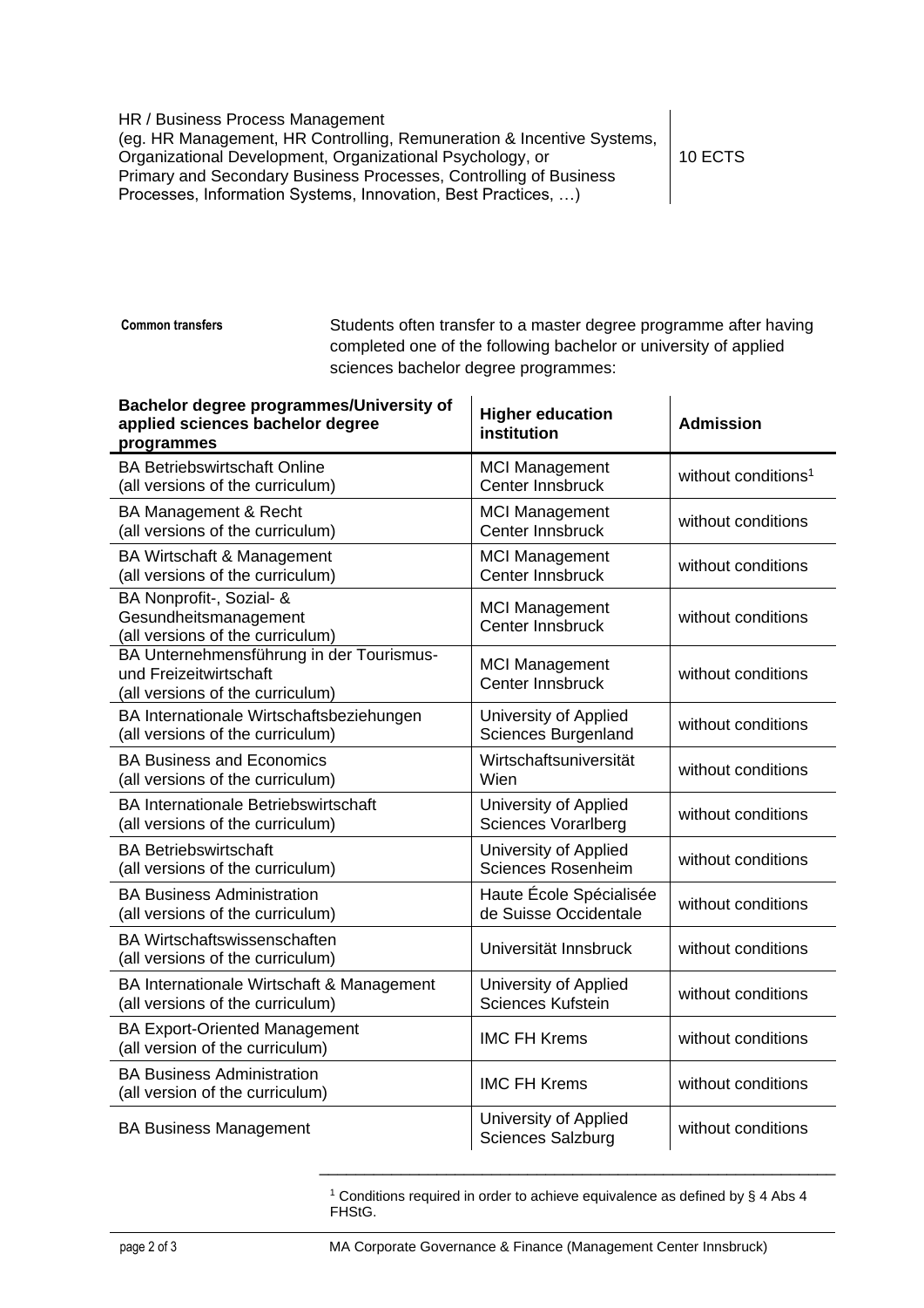| | |
|---|---|
| HR / Business Process Management<br>(eg. HR Management, HR Controlling, Remuneration & Incentive Systems, Organizational Development, Organizational Psychology, or Primary and Secondary Business Processes, Controlling of Business Processes, Information Systems, Innovation, Best Practices, …) | 10 ECTS |

**Common transfers**

Students often transfer to a master degree programme after having completed one of the following bachelor or university of applied sciences bachelor degree programmes:

| Bachelor degree programmes/University of applied sciences bachelor degree programmes | Higher education institution | Admission |
|---|---|---|
| BA Betriebswirtschaft Online (all versions of the curriculum) | MCI Management Center Innsbruck | without conditions[1] |
| BA Management & Recht (all versions of the curriculum) | MCI Management Center Innsbruck | without conditions |
| BA Wirtschaft & Management (all versions of the curriculum) | MCI Management Center Innsbruck | without conditions |
| BA Nonprofit-, Sozial- & Gesundheitsmanagement (all versions of the curriculum) | MCI Management Center Innsbruck | without conditions |
| BA Unternehmensführung in der Tourismus- und Freizeitwirtschaft (all versions of the curriculum) | MCI Management Center Innsbruck | without conditions |
| BA Internationale Wirtschaftsbeziehungen (all versions of the curriculum) | University of Applied Sciences Burgenland | without conditions |
| BA Business and Economics (all versions of the curriculum) | Wirtschaftsuniversität Wien | without conditions |
| BA Internationale Betriebswirtschaft (all versions of the curriculum) | University of Applied Sciences Vorarlberg | without conditions |
| BA Betriebswirtschaft (all versions of the curriculum) | University of Applied Sciences Rosenheim | without conditions |
| BA Business Administration (all versions of the curriculum) | Haute École Spécialisée de Suisse Occidentale | without conditions |
| BA Wirtschaftswissenschaften (all versions of the curriculum) | Universität Innsbruck | without conditions |
| BA Internationale Wirtschaft & Management (all versions of the curriculum) | University of Applied Sciences Kufstein | without conditions |
| BA Export-Oriented Management (all version of the curriculum) | IMC FH Krems | without conditions |
| BA Business Administration (all version of the curriculum) | IMC FH Krems | without conditions |
| BA Business Management | University of Applied Sciences Salzburg | without conditions |

[1] Conditions required in order to achieve equivalence as defined by § 4 Abs 4 FHStG.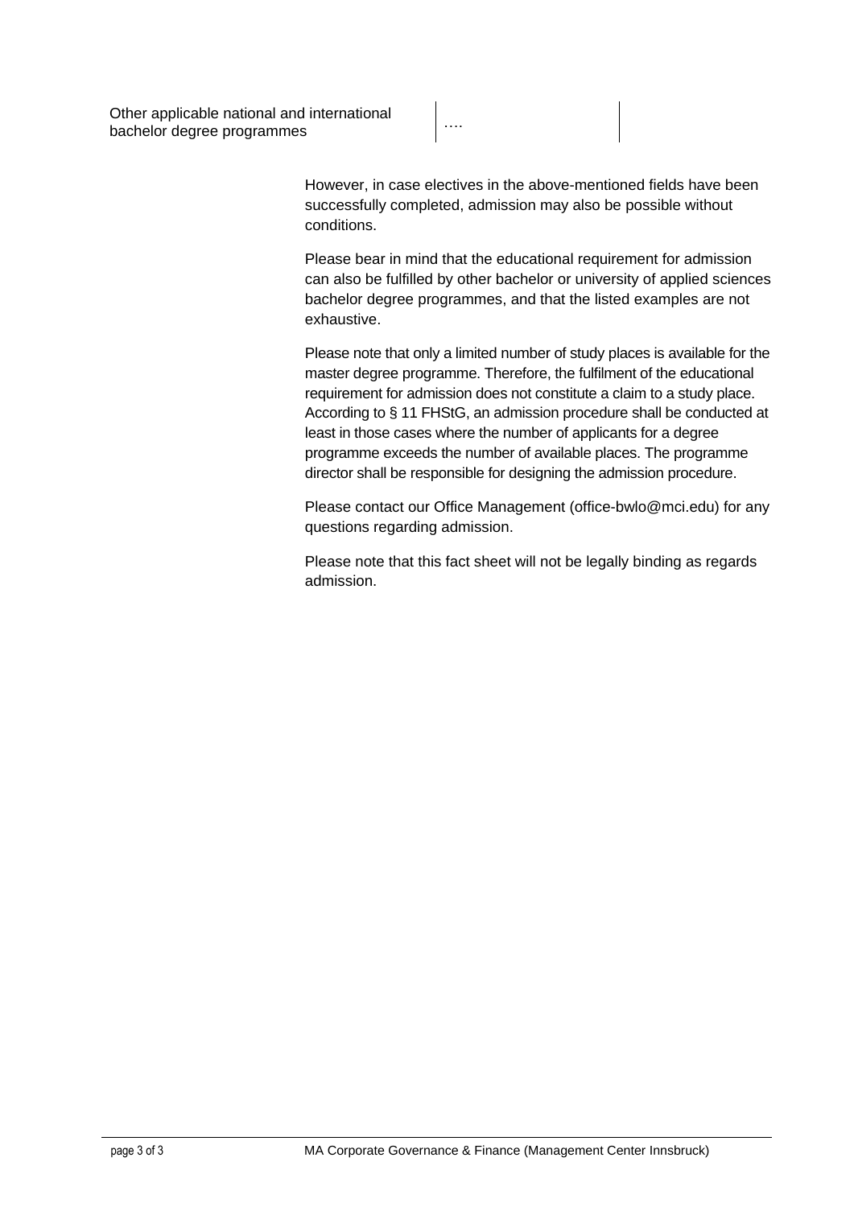| | | |
|---|---|---|
| Other applicable national and international bachelor degree programmes | …. | |

However, in case electives in the above-mentioned fields have been successfully completed, admission may also be possible without conditions.

Please bear in mind that the educational requirement for admission can also be fulfilled by other bachelor or university of applied sciences bachelor degree programmes, and that the listed examples are not exhaustive.

Please note that only a limited number of study places is available for the master degree programme. Therefore, the fulfilment of the educational requirement for admission does not constitute a claim to a study place. According to § 11 FHStG, an admission procedure shall be conducted at least in those cases where the number of applicants for a degree programme exceeds the number of available places. The programme director shall be responsible for designing the admission procedure.

Please contact our Office Management (office-bwlo@mci.edu) for any questions regarding admission.

Please note that this fact sheet will not be legally binding as regards admission.